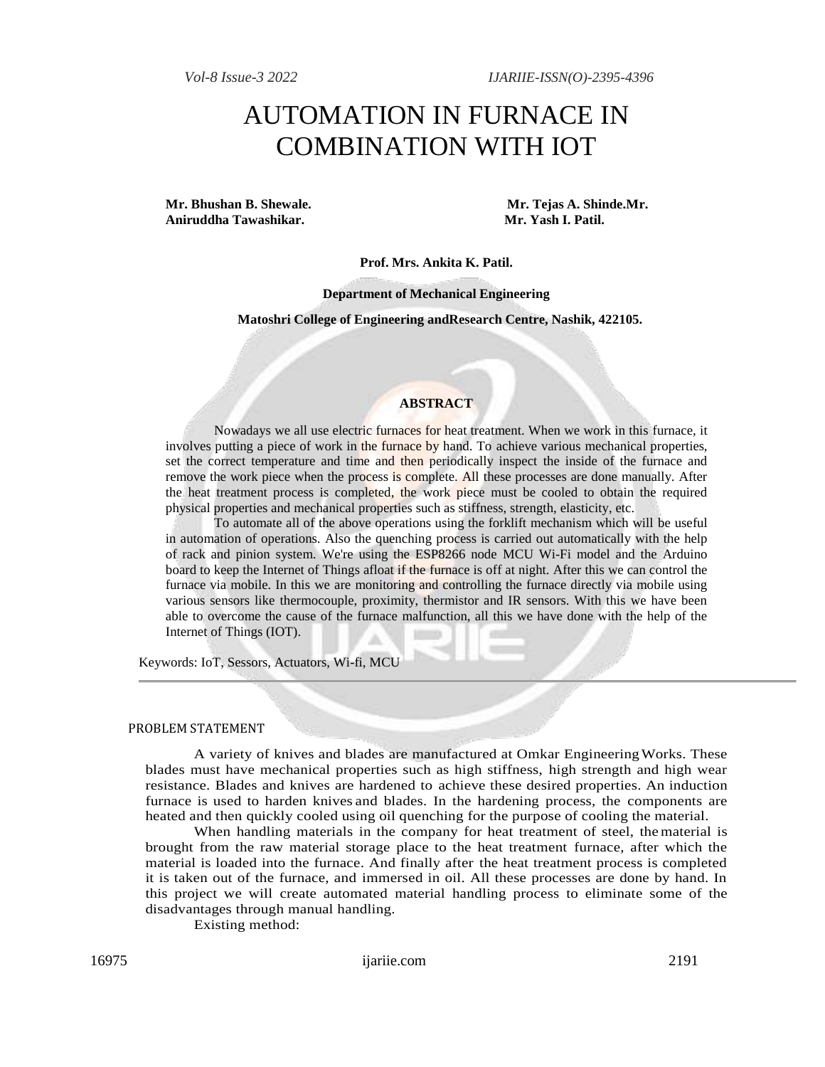# AUTOMATION IN FURNACE IN COMBINATION WITH IOT

**Mr. Bhushan B. Shewale. Mr. Tejas A. Shinde.Mr. Aniruddha Tawashikar. Mr. Yash I. Patil.**

**Prof. Mrs. Ankita K. Patil.**

**Department of Mechanical Engineering**

**Matoshri College of Engineering andResearch Centre, Nashik, 422105.**

## ABSTRACT

Nowadays we all use electric furnaces for heat treatment. When we work in this furnace, it involves putting a piece of work in the furnace by hand. To achieve various mechanical properties, set the correct temperature and time and then periodically inspect the inside of the furnace and remove the work piece when the process is complete. All these processes are done manually. After the heat treatment process is completed, the work piece must be cooled to obtain the required physical properties and mechanical properties such as stiffness, strength, elasticity, etc.

To automate all of the above operations using the forklift mechanism which will be useful in automation of operations. Also the quenching process is carried out automatically with the help of rack and pinion system. We're using the ESP8266 node MCU Wi-Fi model and the Arduino board to keep the Internet of Things afloat if the furnace is off at night. After this we can control the furnace via mobile. In this we are monitoring and controlling the furnace directly via mobile using various sensors like thermocouple, proximity, thermistor and IR sensors. With this we have been able to overcome the cause of the furnace malfunction, all this we have done with the help of the Internet of Things (IOT).

Keywords: IoT, Sessors, Actuators, Wi-fi, MCU

---

## PROBLEM STATEMENT

A variety of knives and blades are manufactured at Omkar Engineering Works. These blades must have mechanical properties such as high stiffness, high strength and high wear resistance. Blades and knives are hardened to achieve these desired properties. An induction furnace is used to harden knives and blades. In the hardening process, the components are heated and then quickly cooled using oil quenching for the purpose of cooling the material.

When handling materials in the company for heat treatment of steel, the material is brought from the raw material storage place to the heat treatment furnace, after which the material is loaded into the furnace. And finally after the heat treatment process is completed it is taken out of the furnace, and immersed in oil. All these processes are done by hand. In this project we will create automated material handling process to eliminate some of the disadvantages through manual handling.

Existing method: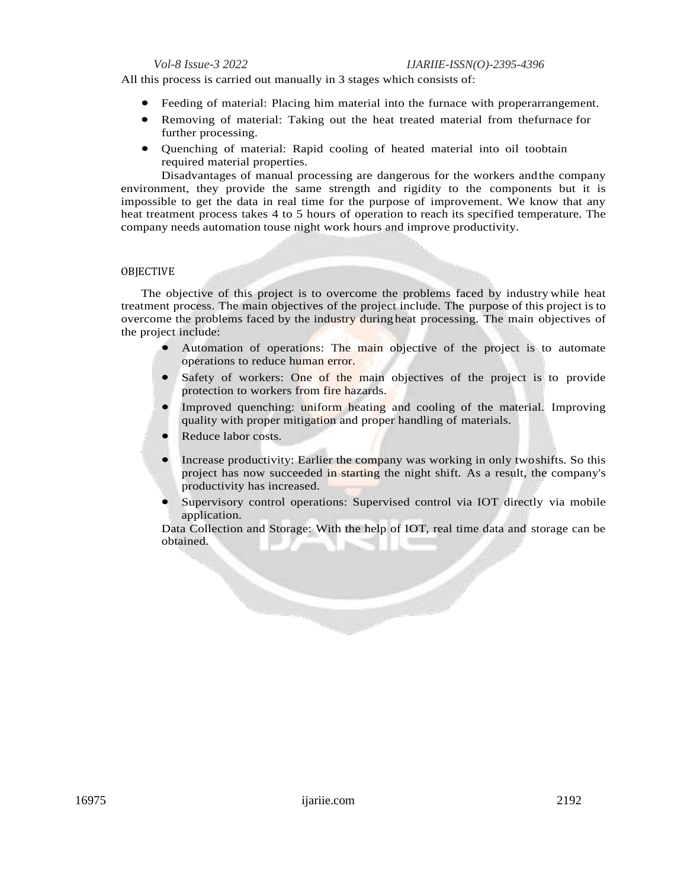All this process is carried out manually in 3 stages which consists of:

- Feeding of material: Placing him material into the furnace with properarrangement.
- Removing of material: Taking out the heat treated material from thefurnace for further processing.
- Quenching of material: Rapid cooling of heated material into oil toobtain required material properties.

Disadvantages of manual processing are dangerous for the workers andthe company environment, they provide the same strength and rigidity to the components but it is impossible to get the data in real time for the purpose of improvement. We know that any heat treatment process takes 4 to 5 hours of operation to reach its specified temperature. The company needs automation touse night work hours and improve productivity.

## OBJECTIVE

The objective of this project is to overcome the problems faced by industry while heat treatment process. The main objectives of the project include. The purpose of this project is to overcome the problems faced by the industry during heat processing. The main objectives of the project include:

- Automation of operations: The main objective of the project is to automate operations to reduce human error.
- Safety of workers: One of the main objectives of the project is to provide protection to workers from fire hazards.
- Improved quenching: uniform heating and cooling of the material. Improving quality with proper mitigation and proper handling of materials.
- Reduce labor costs.
- Increase productivity: Earlier the company was working in only twoshifts. So this project has now succeeded in starting the night shift. As a result, the company's productivity has increased.
- Supervisory control operations: Supervised control via IOT directly via mobile application.

Data Collection and Storage: With the help of IOT, real time data and storage can be obtained.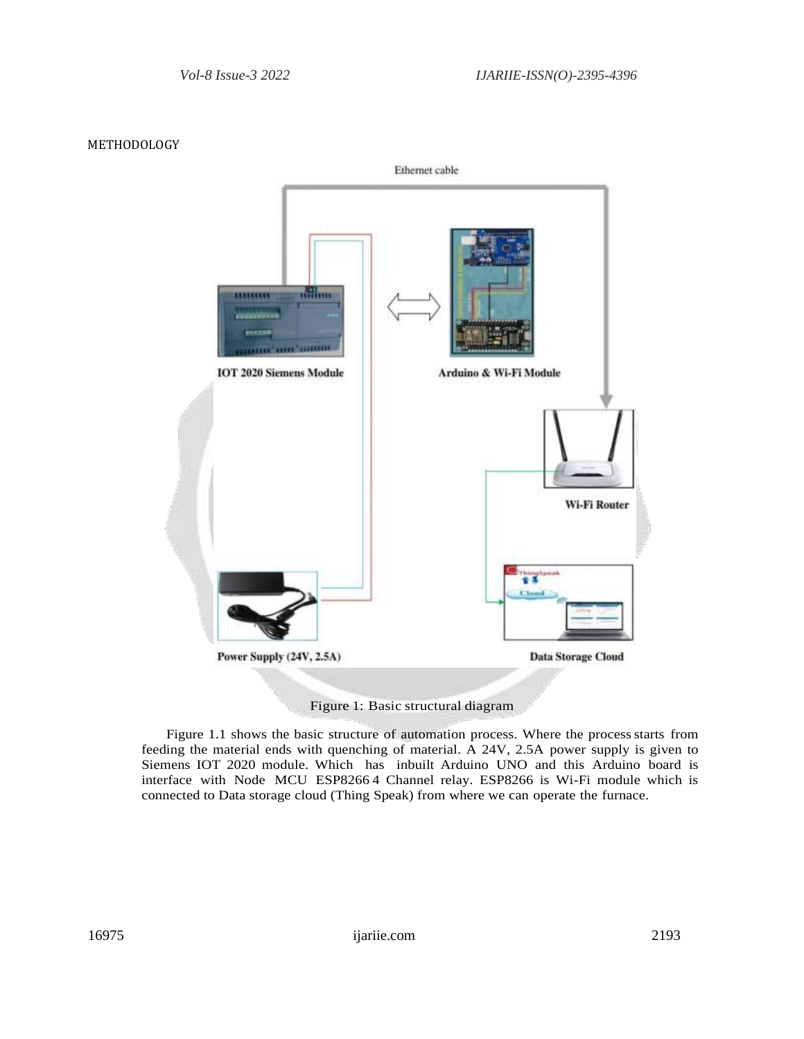METHODOLOGY

Figure 1: Basic structural diagram

Figure 1.1 shows the basic structure of automation process. Where the process starts from feeding the material ends with quenching of material. A 24V, 2.5A power supply is given to Siemens IOT 2020 module. Which has inbuilt Arduino UNO and this Arduino board is interface with Node MCU ESP8266 4 Channel relay. ESP8266 is Wi-Fi module which is connected to Data storage cloud (Thing Speak) from where we can operate the furnace.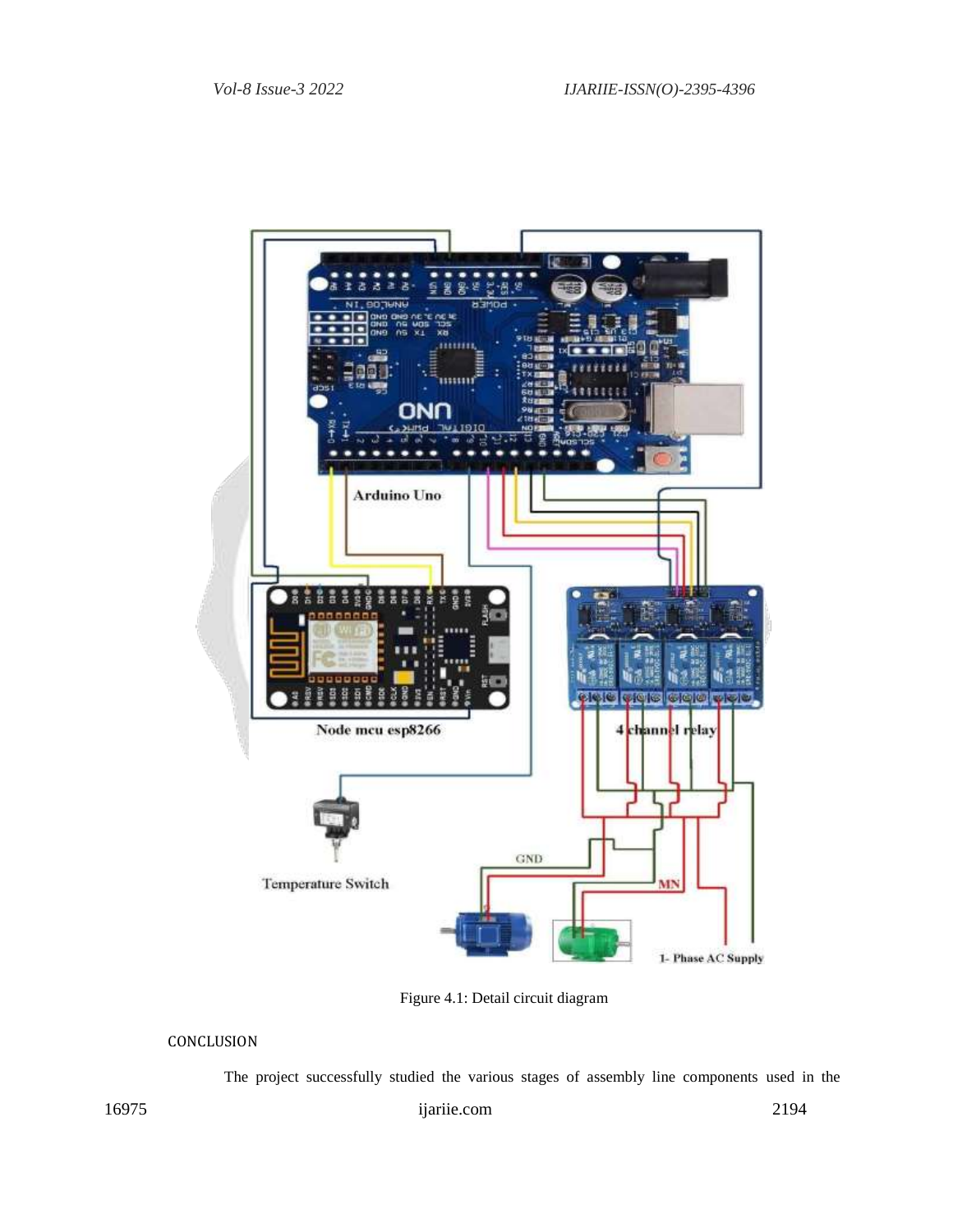Figure 4.1: Detail circuit diagram

## CONCLUSION

The project successfully studied the various stages of assembly line components used in the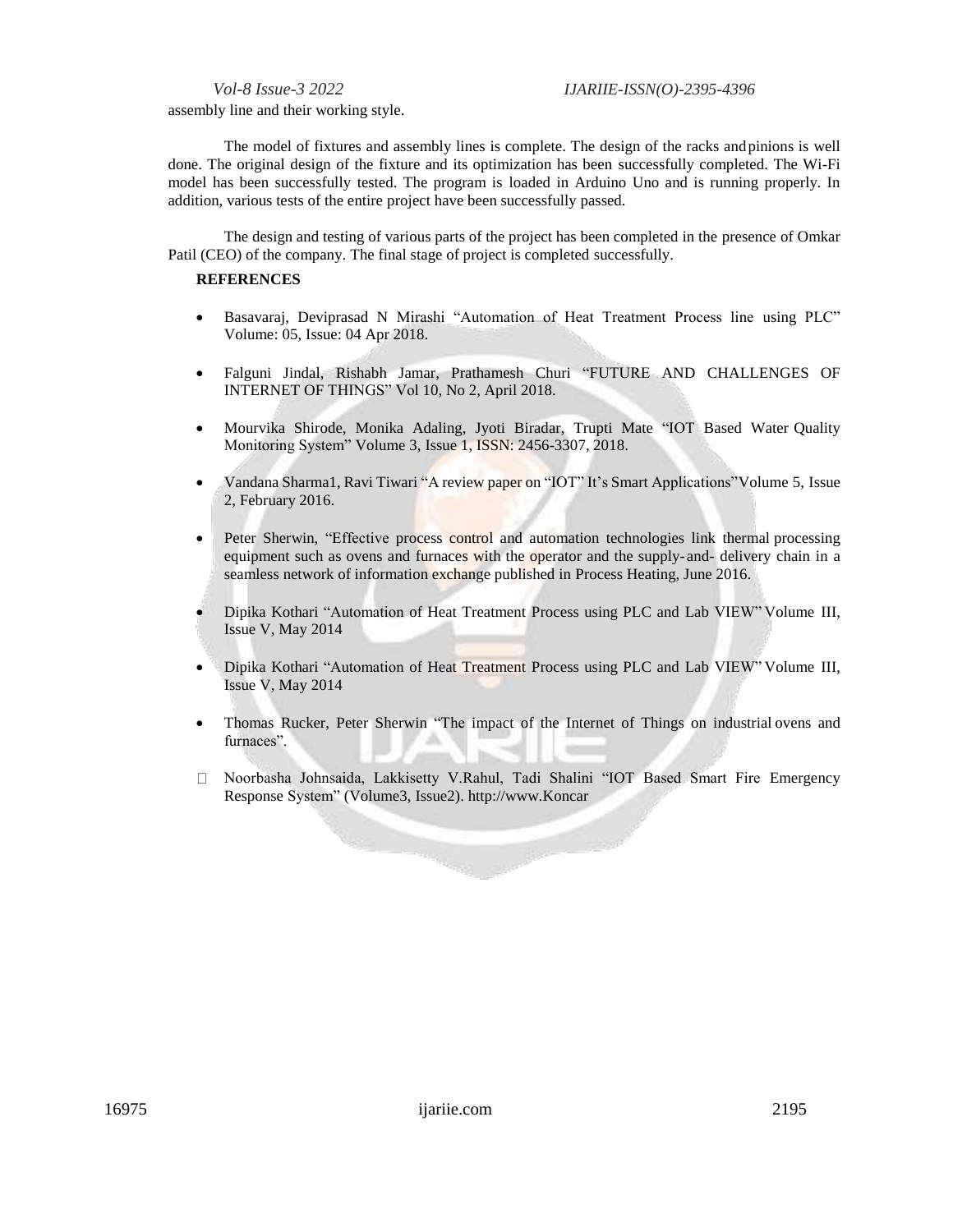assembly line and their working style.

The model of fixtures and assembly lines is complete. The design of the racks and pinions is well done. The original design of the fixture and its optimization has been successfully completed. The Wi-Fi model has been successfully tested. The program is loaded in Arduino Uno and is running properly. In addition, various tests of the entire project have been successfully passed.

The design and testing of various parts of the project has been completed in the presence of Omkar Patil (CEO) of the company. The final stage of project is completed successfully.

**REFERENCES**

- Basavaraj, Deviprasad N Mirashi "Automation of Heat Treatment Process line using PLC" Volume: 05, Issue: 04 Apr 2018.
- Falguni Jindal, Rishabh Jamar, Prathamesh Churi "FUTURE AND CHALLENGES OF INTERNET OF THINGS" Vol 10, No 2, April 2018.
- Mourvika Shirode, Monika Adaling, Jyoti Biradar, Trupti Mate "IOT Based Water Quality Monitoring System" Volume 3, Issue 1, ISSN: 2456-3307, 2018.
- Vandana Sharma1, Ravi Tiwari "A review paper on "IOT" It's Smart Applications"Volume 5, Issue 2, February 2016.
- Peter Sherwin, "Effective process control and automation technologies link thermal processing equipment such as ovens and furnaces with the operator and the supply-and- delivery chain in a seamless network of information exchange published in Process Heating, June 2016.
- Dipika Kothari "Automation of Heat Treatment Process using PLC and Lab VIEW" Volume III, Issue V, May 2014
- Dipika Kothari "Automation of Heat Treatment Process using PLC and Lab VIEW" Volume III, Issue V, May 2014
- Thomas Rucker, Peter Sherwin "The impact of the Internet of Things on industrial ovens and furnaces".
- Noorbasha Johnsaida, Lakkisetty V.Rahul, Tadi Shalini "IOT Based Smart Fire Emergency Response System" (Volume3, Issue2). http://www.Koncar